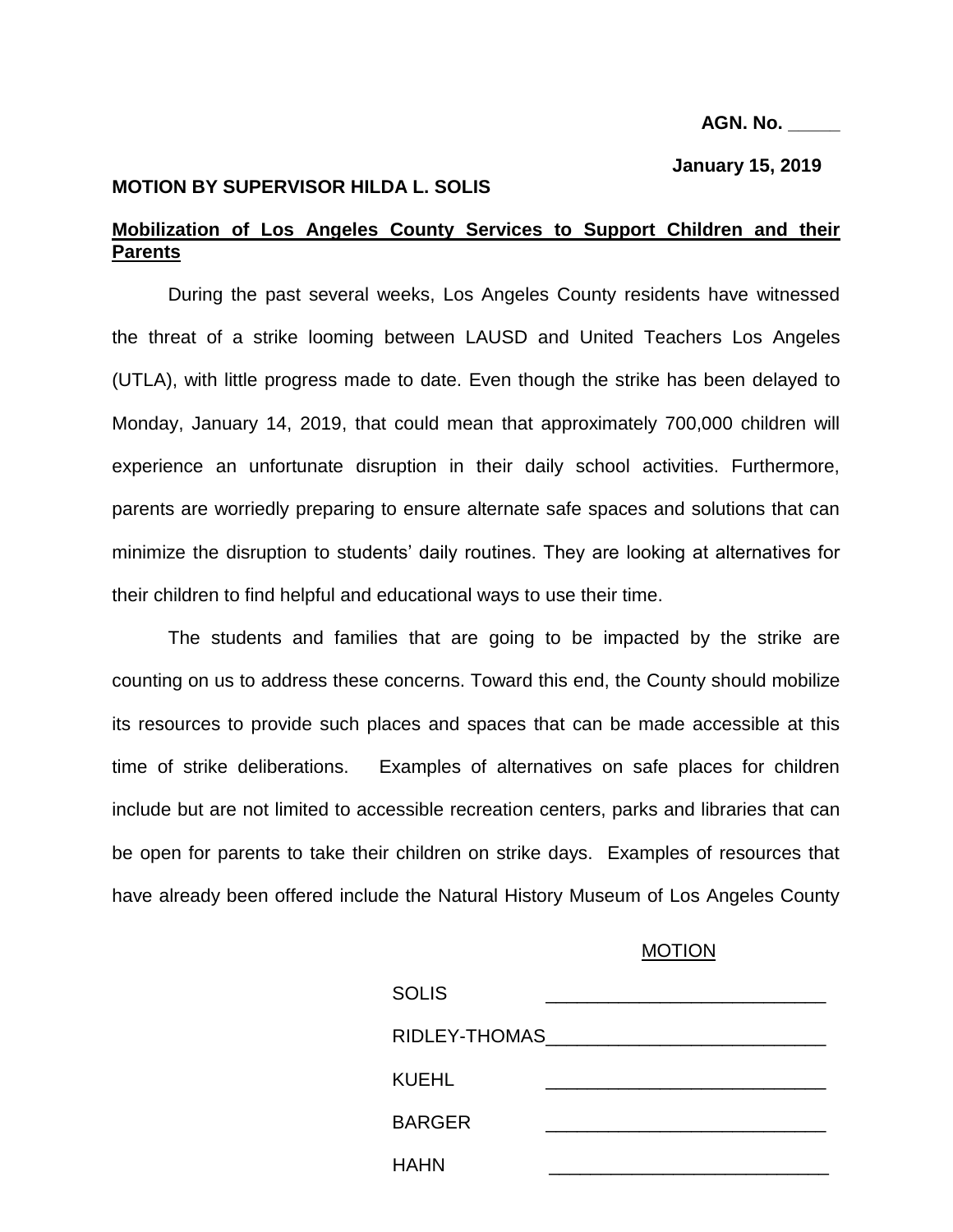**AGN. No. _____**

**January 15, 2019**

**MOTION BY SUPERVISOR HILDA L. SOLIS**

**<u>Mobilization of Los Angeles County Services to Support Children and their Parents</u>**

During the past several weeks, Los Angeles County residents have witnessed the threat of a strike looming between LAUSD and United Teachers Los Angeles (UTLA), with little progress made to date. Even though the strike has been delayed to Monday, January 14, 2019, that could mean that approximately 700,000 children will experience an unfortunate disruption in their daily school activities. Furthermore, parents are worriedly preparing to ensure alternate safe spaces and solutions that can minimize the disruption to students' daily routines. They are looking at alternatives for their children to find helpful and educational ways to use their time.

The students and families that are going to be impacted by the strike are counting on us to address these concerns. Toward this end, the County should mobilize its resources to provide such places and spaces that can be made accessible at this time of strike deliberations. Examples of alternatives on safe places for children include but are not limited to accessible recreation centers, parks and libraries that can be open for parents to take their children on strike days. Examples of resources that have already been offered include the Natural History Museum of Los Angeles County

<u>MOTION</u>

SOLIS ___________________________

RIDLEY-THOMAS___________________________

KUEHL ___________________________

BARGER ___________________________

HAHN ___________________________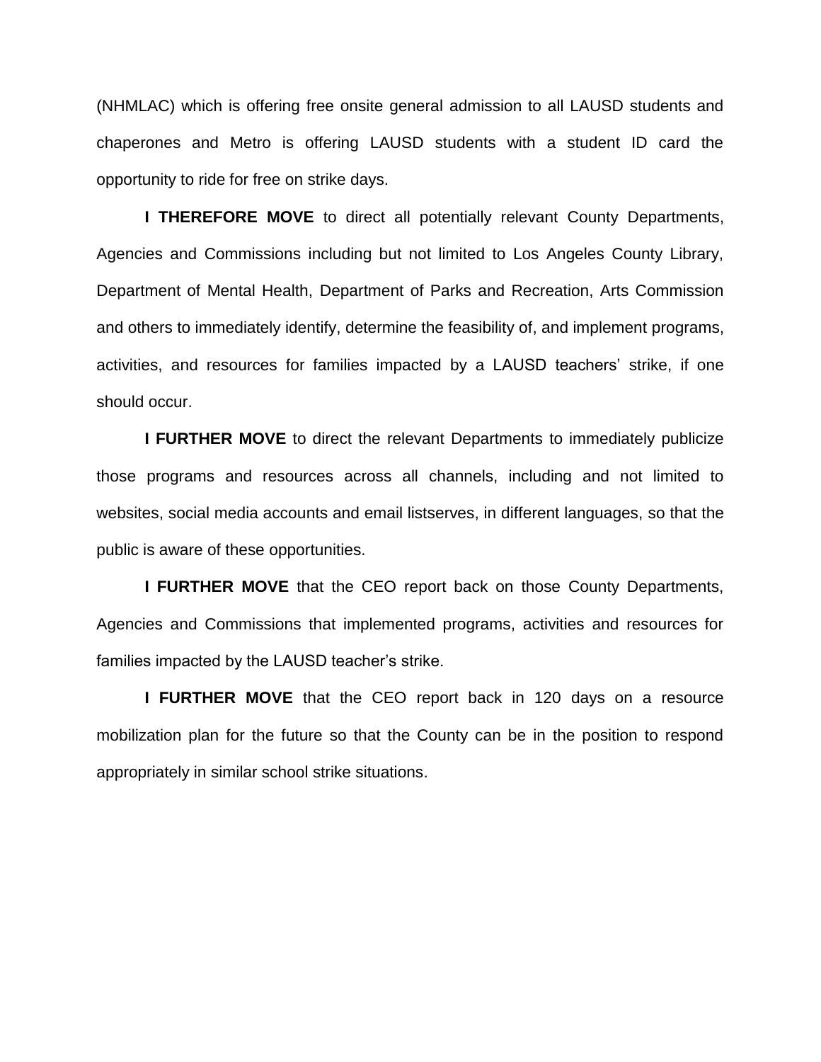(NHMLAC) which is offering free onsite general admission to all LAUSD students and chaperones and Metro is offering LAUSD students with a student ID card the opportunity to ride for free on strike days.

**I THEREFORE MOVE** to direct all potentially relevant County Departments, Agencies and Commissions including but not limited to Los Angeles County Library, Department of Mental Health, Department of Parks and Recreation, Arts Commission and others to immediately identify, determine the feasibility of, and implement programs, activities, and resources for families impacted by a LAUSD teachers' strike, if one should occur.

**I FURTHER MOVE** to direct the relevant Departments to immediately publicize those programs and resources across all channels, including and not limited to websites, social media accounts and email listserves, in different languages, so that the public is aware of these opportunities.

**I FURTHER MOVE** that the CEO report back on those County Departments, Agencies and Commissions that implemented programs, activities and resources for families impacted by the LAUSD teacher's strike.

**I FURTHER MOVE** that the CEO report back in 120 days on a resource mobilization plan for the future so that the County can be in the position to respond appropriately in similar school strike situations.